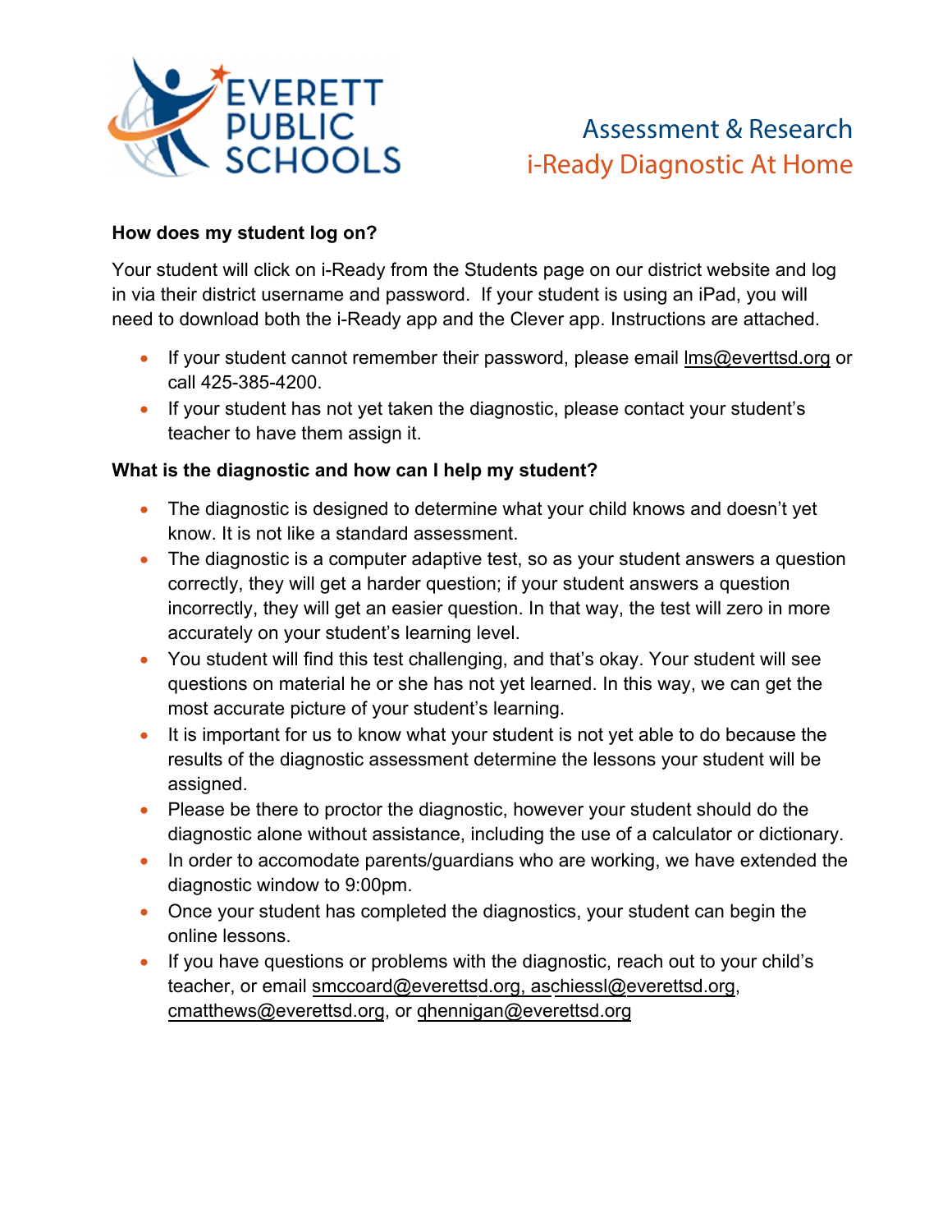EVERETT PUBLIC SCHOOLS

# Assessment & Research
## i-Ready Diagnostic At Home

**How does my student log on?**

Your student will click on i-Ready from the Students page on our district website and log in via their district username and password. If your student is using an iPad, you will need to download both the i-Ready app and the Clever app. Instructions are attached.

- If your student cannot remember their password, please email lms@everttsd.org or call 425-385-4200.
- If your student has not yet taken the diagnostic, please contact your student's teacher to have them assign it.

**What is the diagnostic and how can I help my student?**

- The diagnostic is designed to determine what your child knows and doesn't yet know. It is not like a standard assessment.
- The diagnostic is a computer adaptive test, so as your student answers a question correctly, they will get a harder question; if your student answers a question incorrectly, they will get an easier question. In that way, the test will zero in more accurately on your student's learning level.
- You student will find this test challenging, and that's okay. Your student will see questions on material he or she has not yet learned. In this way, we can get the most accurate picture of your student's learning.
- It is important for us to know what your student is not yet able to do because the results of the diagnostic assessment determine the lessons your student will be assigned.
- Please be there to proctor the diagnostic, however your student should do the diagnostic alone without assistance, including the use of a calculator or dictionary.
- In order to accomodate parents/guardians who are working, we have extended the diagnostic window to 9:00pm.
- Once your student has completed the diagnostics, your student can begin the online lessons.
- If you have questions or problems with the diagnostic, reach out to your child's teacher, or email smccoard@everettsd.org, aschiessl@everettsd.org, cmatthews@everettsd.org, or ghennigan@everettsd.org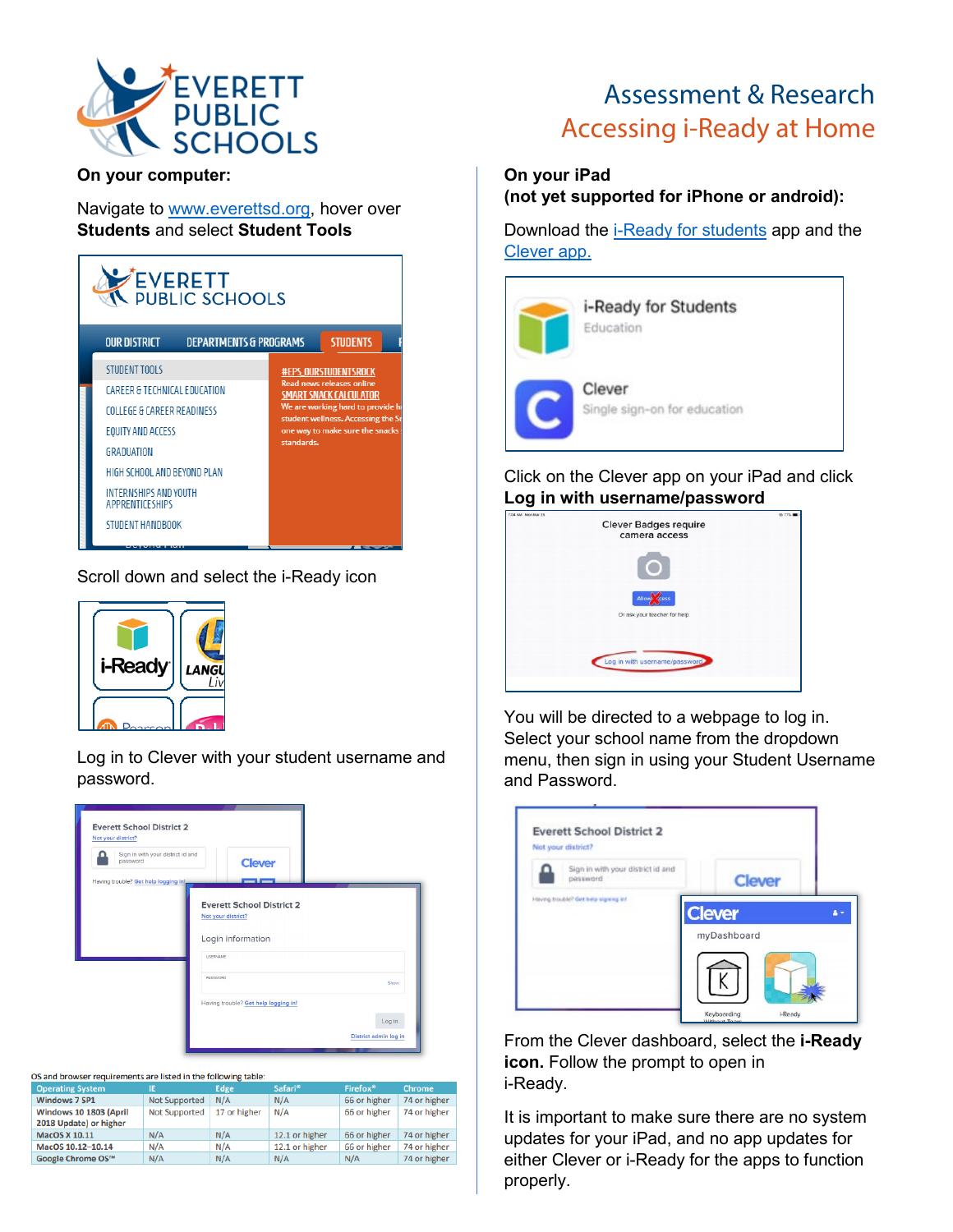# Assessment & Research
## Accessing i-Ready at Home

**On your computer:**

Navigate to www.everettsd.org, hover over **Students** and select **Student Tools**

Scroll down and select the i-Ready icon

Log in to Clever with your student username and password.

OS and browser requirements are listed in the following table:

| Operating System | IE | Edge | Safari® | Firefox® | Chrome |
|---|---|---|---|---|---|
| Windows 7 SP1 | Not Supported | N/A | N/A | 66 or higher | 74 or higher |
| Windows 10 1803 (April 2018 Update) or higher | Not Supported | 17 or higher | N/A | 66 or higher | 74 or higher |
| MacOS X 10.11 | N/A | N/A | 12.1 or higher | 66 or higher | 74 or higher |
| MacOS 10.12–10.14 | N/A | N/A | 12.1 or higher | 66 or higher | 74 or higher |
| Google Chrome OS™ | N/A | N/A | N/A | N/A | 74 or higher |

**On your iPad**
**(not yet supported for iPhone or android):**

Download the i-Ready for students app and the Clever app.

Click on the Clever app on your iPad and click **Log in with username/password**

You will be directed to a webpage to log in. Select your school name from the dropdown menu, then sign in using your Student Username and Password.

From the Clever dashboard, select the **i-Ready icon.** Follow the prompt to open in i-Ready.

It is important to make sure there are no system updates for your iPad, and no app updates for either Clever or i-Ready for the apps to function properly.